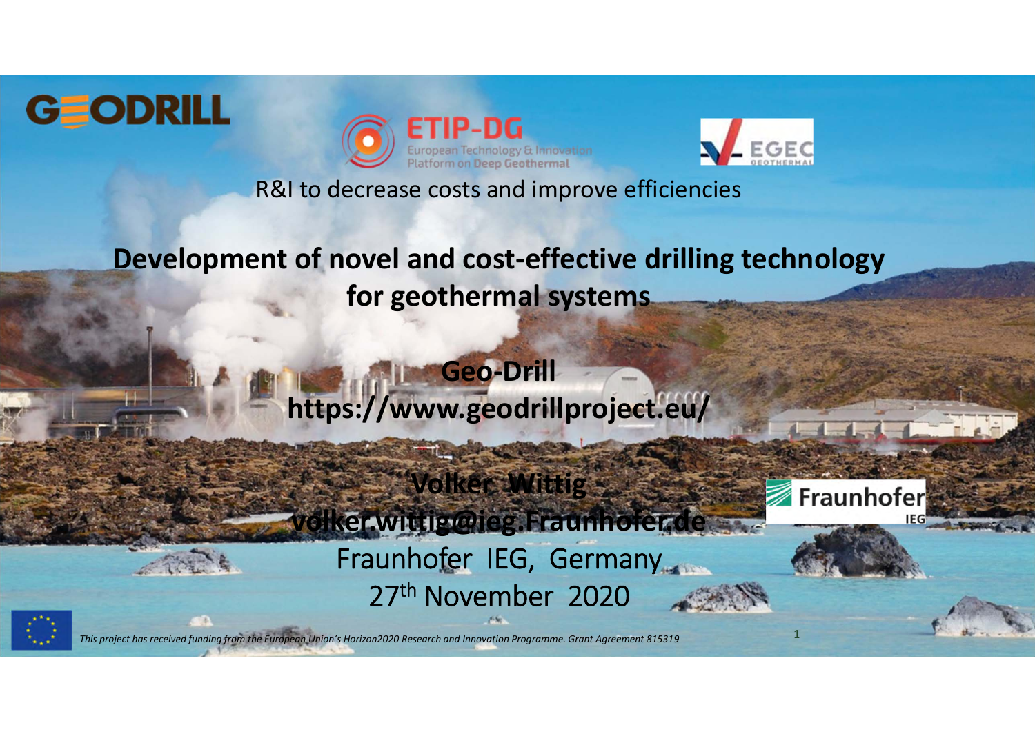GEODRILL

ETIP-DG European Technology & Innovation Platform on Deep Geothermal

EGEC Geothermal

R&I to decrease costs and improve efficiencies

# Development of novel and cost-effective drilling technology for geothermal systems

**Geo-Drill**

**https://www.geodrillproject.eu/**

**Volker Wittig**

**volker.wittig@ieg.Fraunhofer.de**

Fraunhofer IEG, Germany

27th November 2020

Fraunhofer IEG

*This project has received funding from the European Union's Horizon2020 Research and Innovation Programme. Grant Agreement 815319*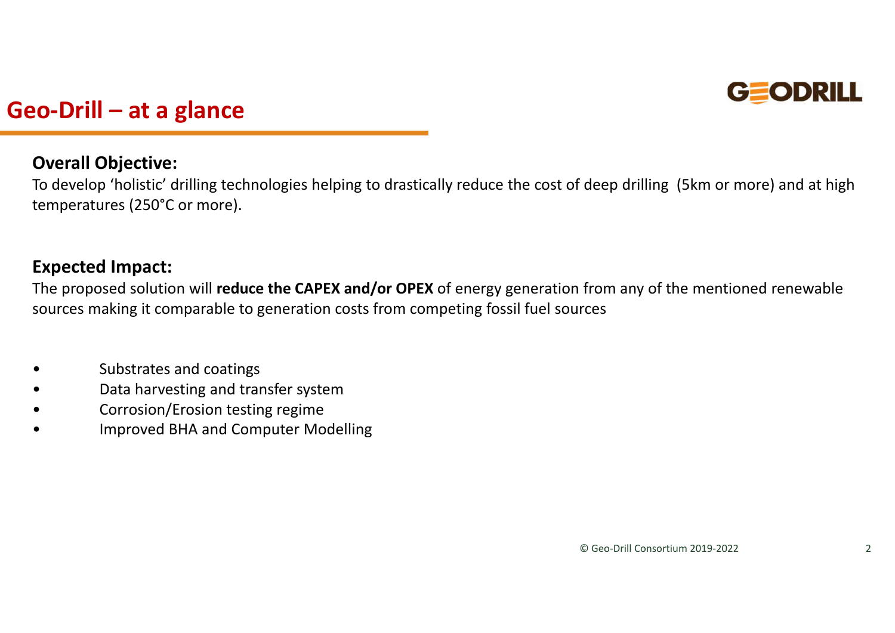# Geo-Drill – at a glance

## Overall Objective:

To develop ‘holistic’ drilling technologies helping to drastically reduce the cost of deep drilling (5km or more) and at high temperatures (250°C or more).

## Expected Impact:

The proposed solution will **reduce the CAPEX and/or OPEX** of energy generation from any of the mentioned renewable sources making it comparable to generation costs from competing fossil fuel sources

- Substrates and coatings
- Data harvesting and transfer system
- Corrosion/Erosion testing regime
- Improved BHA and Computer Modelling

© Geo-Drill Consortium 2019-2022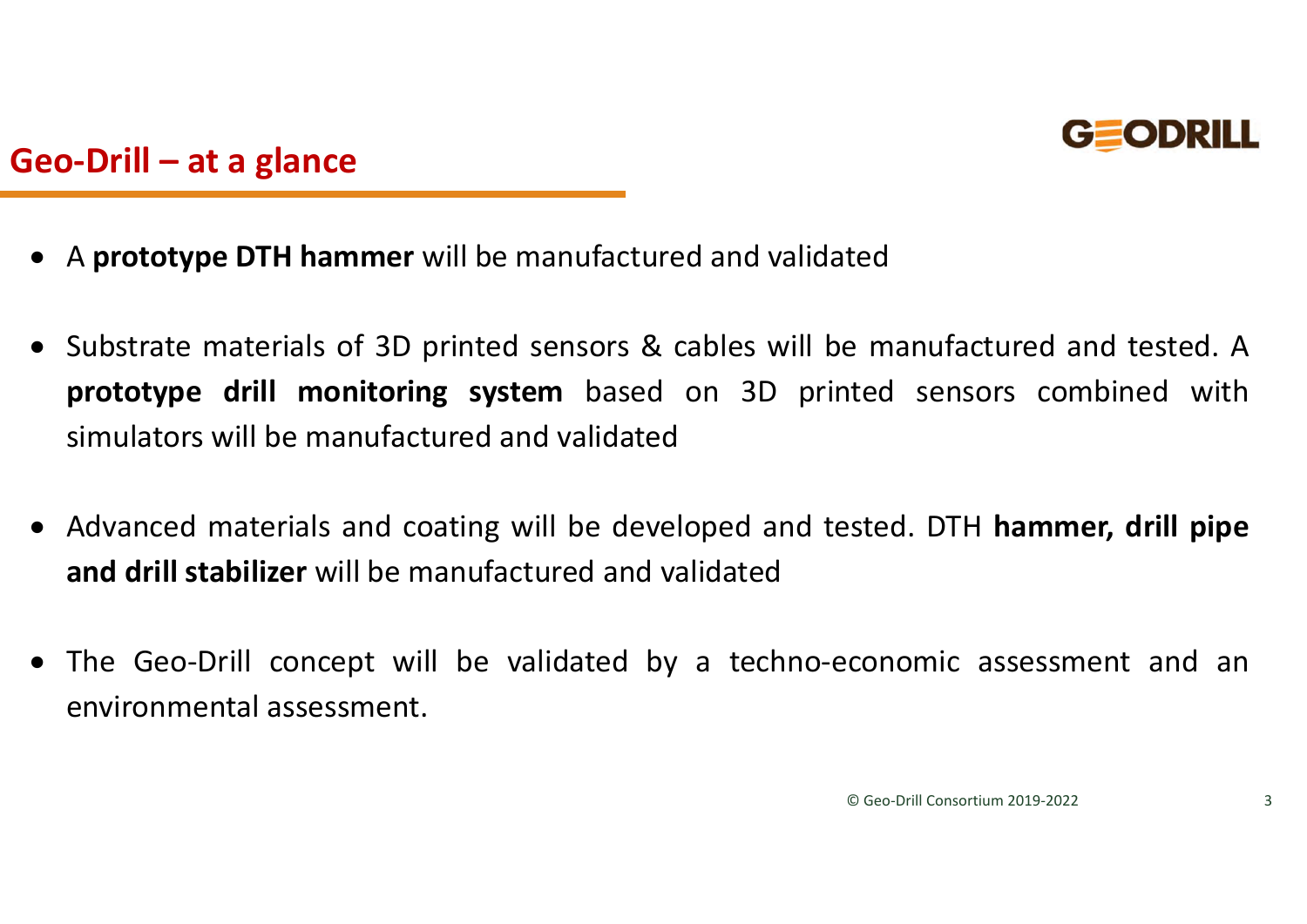## Geo-Drill – at a glance

- A **prototype DTH hammer** will be manufactured and validated
- Substrate materials of 3D printed sensors & cables will be manufactured and tested. A **prototype drill monitoring system** based on 3D printed sensors combined with simulators will be manufactured and validated
- Advanced materials and coating will be developed and tested. DTH **hammer, drill pipe and drill stabilizer** will be manufactured and validated
- The Geo-Drill concept will be validated by a techno-economic assessment and an environmental assessment.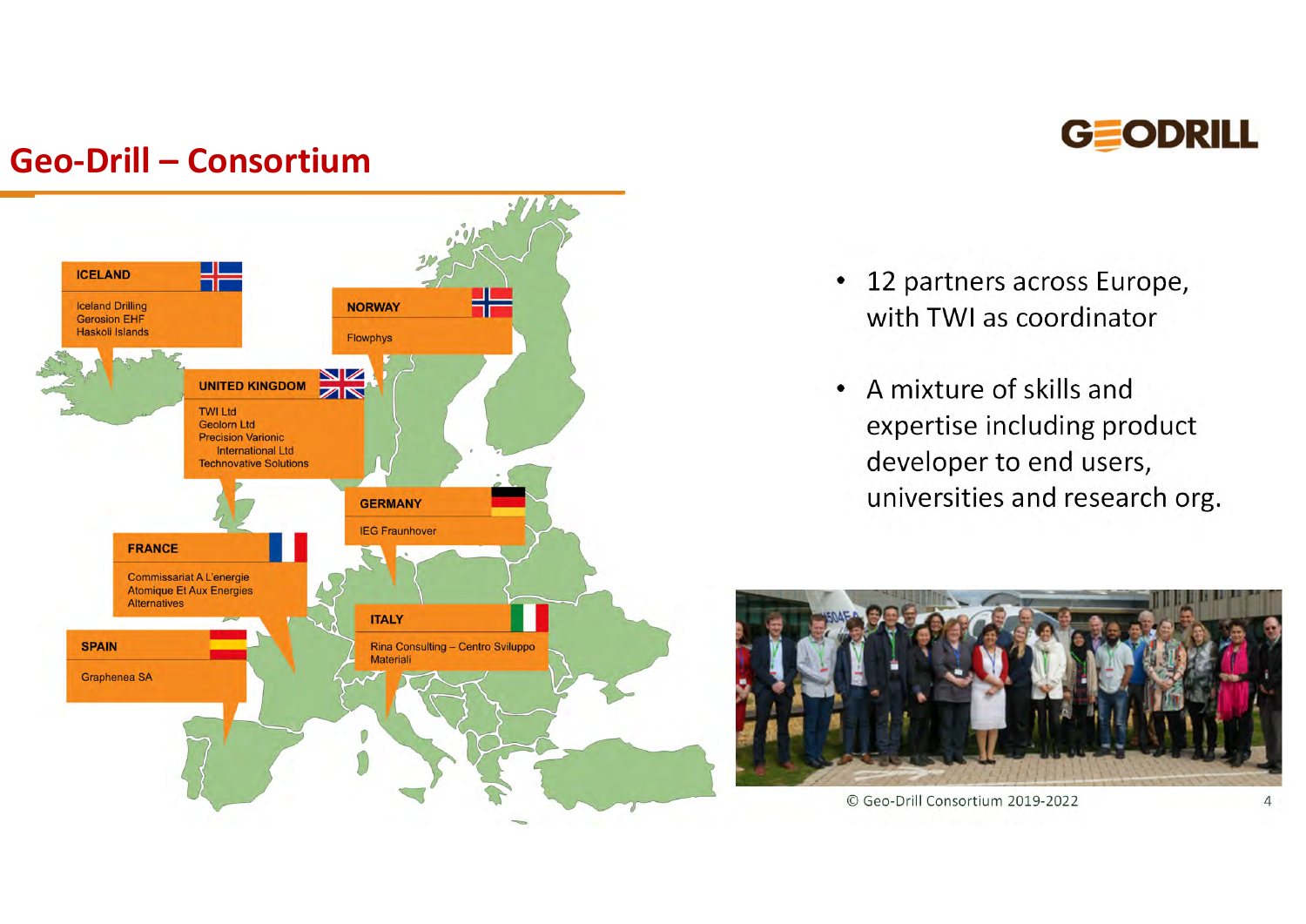# Geo-Drill – Consortium

GEODRILL

**ICELAND**
Iceland Drilling
Gerosion EHF
Haskoli Islands

**NORWAY**
Flowphys

**UNITED KINGDOM**
TWI Ltd
Geolorn Ltd
Precision Varionic International Ltd
Technovative Solutions

**GERMANY**
IEG Fraunhover

**FRANCE**
Commissariat A L'energie Atomique Et Aux Energies Alternatives

**SPAIN**
Graphenea SA

**ITALY**
Rina Consulting – Centro Sviluppo Materiali

- 12 partners across Europe, with TWI as coordinator
- A mixture of skills and expertise including product developer to end users, universities and research org.

© Geo-Drill Consortium 2019-2022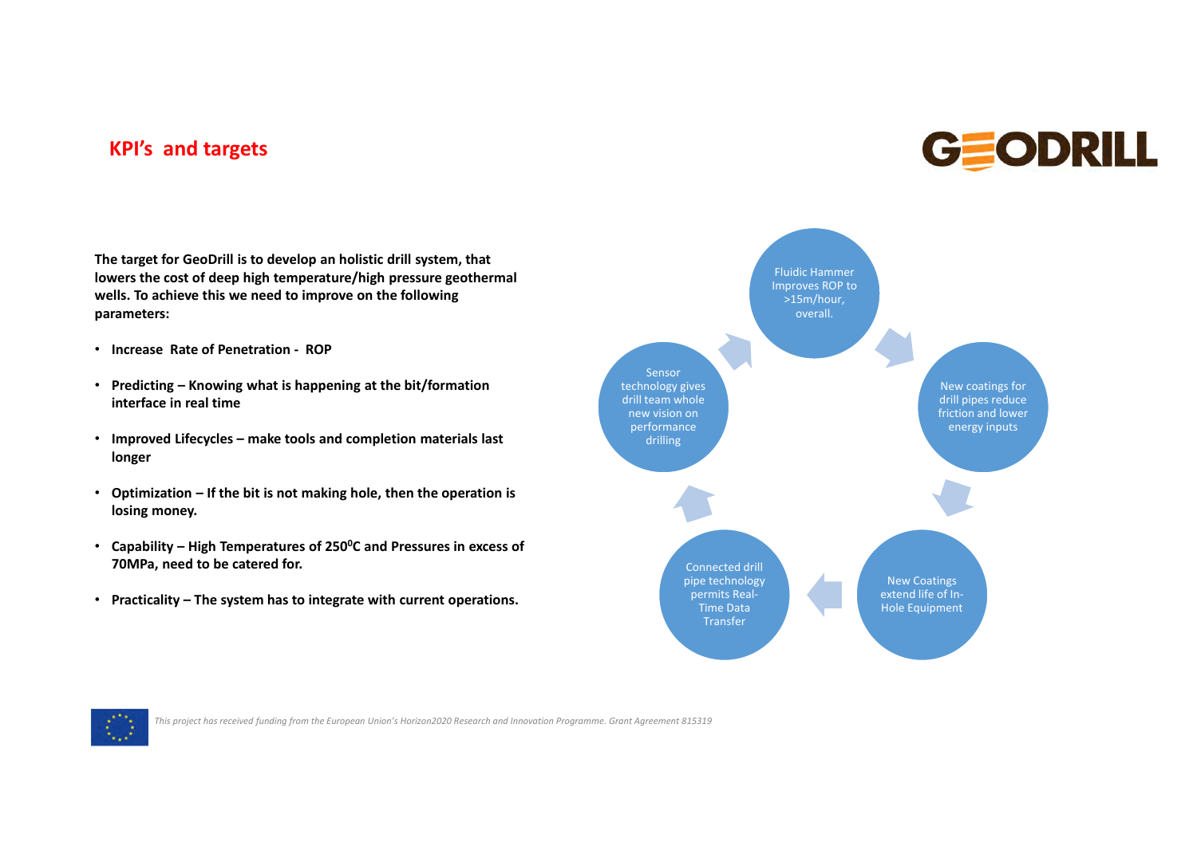## KPI's and targets

GEODRILL

**The target for GeoDrill is to develop an holistic drill system, that lowers the cost of deep high temperature/high pressure geothermal wells. To achieve this we need to improve on the following parameters:**

- **Increase Rate of Penetration - ROP**
- **Predicting – Knowing what is happening at the bit/formation interface in real time**
- **Improved Lifecycles – make tools and completion materials last longer**
- **Optimization – If the bit is not making hole, then the operation is losing money.**
- **Capability – High Temperatures of 250$^{0}$C and Pressures in excess of 70MPa, need to be catered for.**
- **Practicality – The system has to integrate with current operations.**

Fluidic Hammer Improves ROP to >15m/hour, overall.

New coatings for drill pipes reduce friction and lower energy inputs

New Coatings extend life of In-Hole Equipment

Connected drill pipe technology permits Real-Time Data Transfer

Sensor technology gives drill team whole new vision on performance drilling

*This project has received funding from the European Union's Horizon2020 Research and Innovation Programme. Grant Agreement 815319*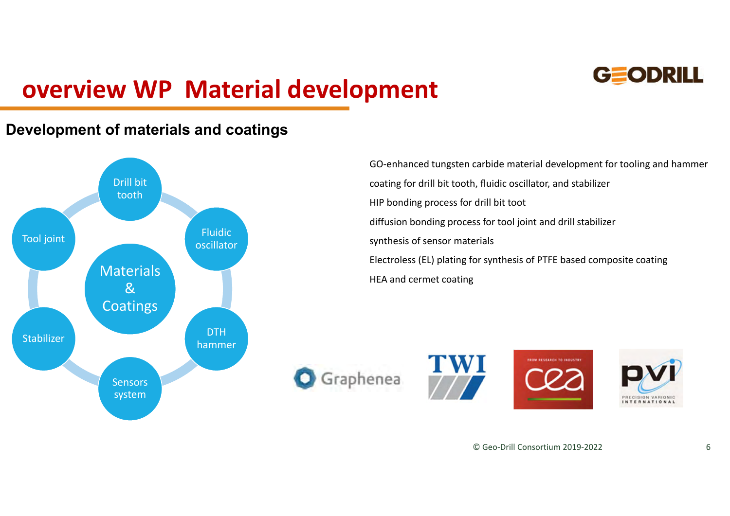# overview WP Material development

## Development of materials and coatings

Materials & Coatings

Drill bit tooth

Fluidic oscillator

DTH hammer

Sensors system

Stabilizer

Tool joint

GO-enhanced tungsten carbide material development for tooling and hammer

coating for drill bit tooth, fluidic oscillator, and stabilizer

HIP bonding process for drill bit toot

diffusion bonding process for tool joint and drill stabilizer

synthesis of sensor materials

Electroless (EL) plating for synthesis of PTFE based composite coating

HEA and cermet coating

Graphenea

TWI

cea

PVI

© Geo-Drill Consortium 2019-2022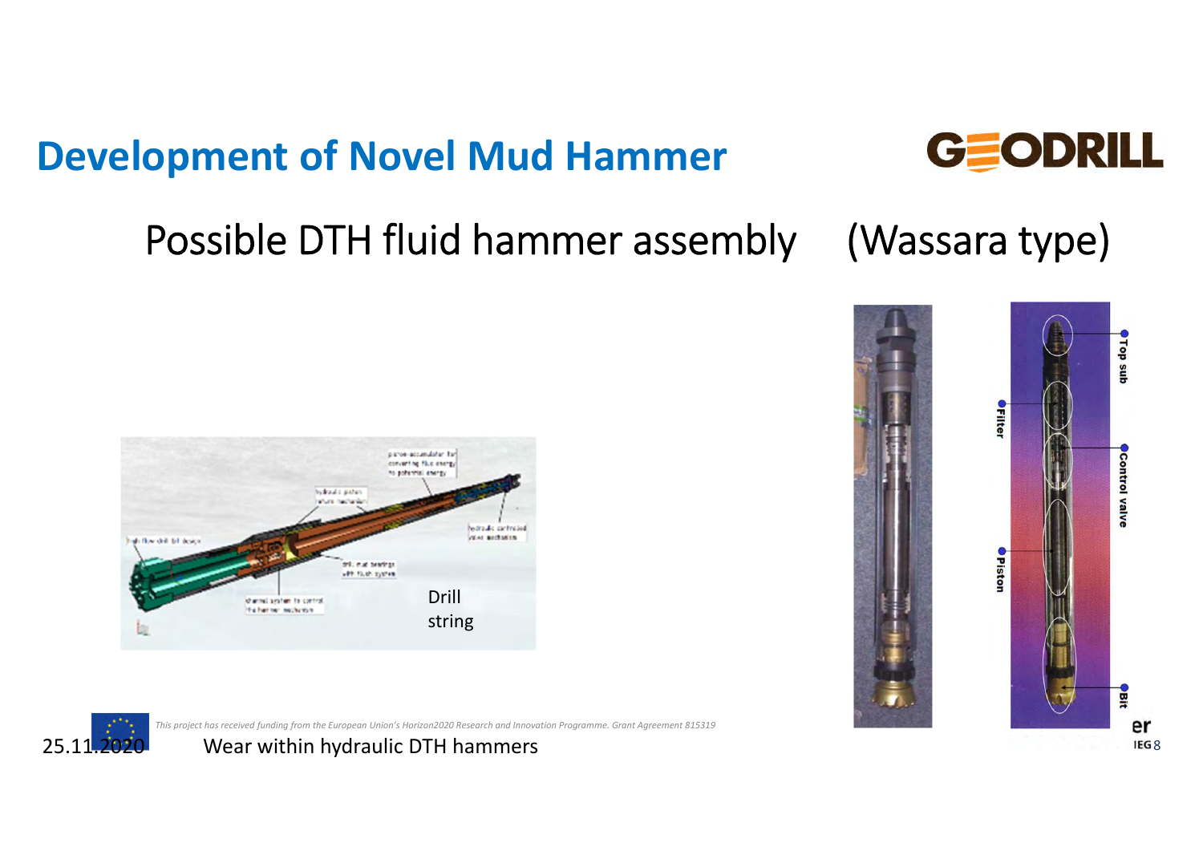# Development of Novel Mud Hammer

## Possible DTH fluid hammer assembly (Wassara type)

Drill string

Top sub

Filter

Control valve

Piston

Bit

*This project has received funding from the European Union's Horizon2020 Research and Innovation Programme. Grant Agreement 815319*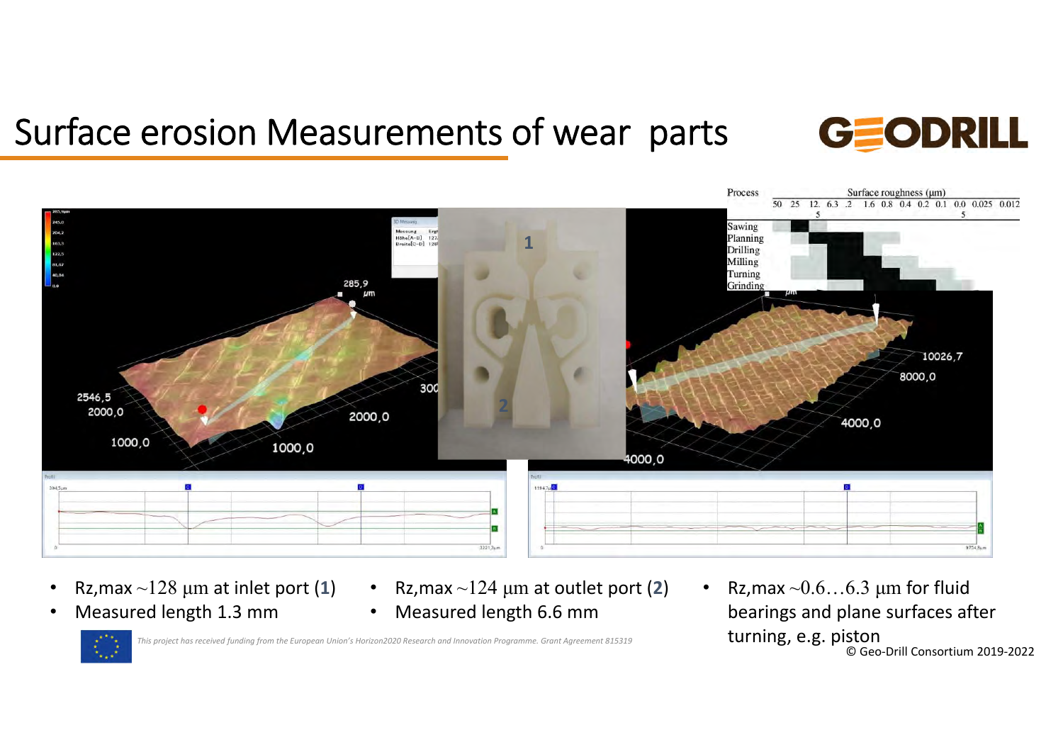# Surface erosion Measurements of wear parts

GEODRILL

| Process | 50 | 25 | 12.5 | 6.3 | 3.2 | 1.6 | 0.8 | 0.4 | 0.2 | 0.1 | 0.05 | 0.025 | 0.012 |
|---|---|---|---|---|---|---|---|---|---|---|---|---|---|
| Sawing | | | | | | | | | | | | | |
| Planning | | | | | | | | | | | | | |
| Drilling | | | | | | | | | | | | | |
| Milling | | | | | | | | | | | | | |
| Turning | | | | | | | | | | | | | |
| Grinding | | | | | | | | | | | | | |

Surface roughness (µm)

285,9 µm

2546,5
2000,0
1000,0
1000,0
2000,0
300

1
2

10026,7
8000,0
4000,0
4000,0

- Rz,max ~128 µm at inlet port (**1**)
- Measured length 1.3 mm

- Rz,max ~124 µm at outlet port (**2**)
- Measured length 6.6 mm

- Rz,max ~0.6…6.3 µm for fluid bearings and plane surfaces after turning, e.g. piston

*This project has received funding from the European Union's Horizon2020 Research and Innovation Programme. Grant Agreement 815319*

© Geo-Drill Consortium 2019-2022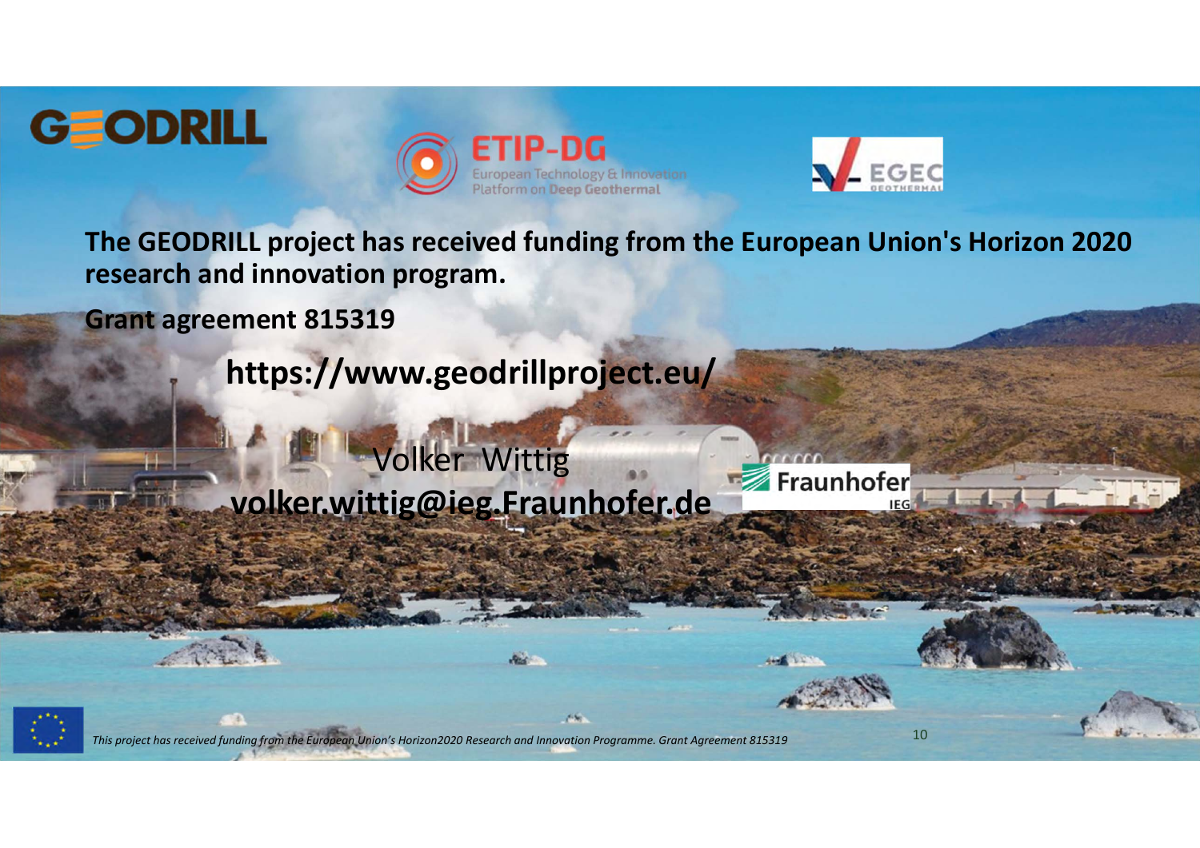GEODRILL

ETIP-DG
European Technology & Innovation Platform on Deep Geothermal

EGEC

**The GEODRILL project has received funding from the European Union's Horizon 2020 research and innovation program.**

**Grant agreement 815319**

**https://www.geodrillproject.eu/**

Volker Wittig
**volker.wittig@ieg.Fraunhofer.de**

Fraunhofer IEG

*This project has received funding from the European Union's Horizon2020 Research and Innovation Programme. Grant Agreement 815319*